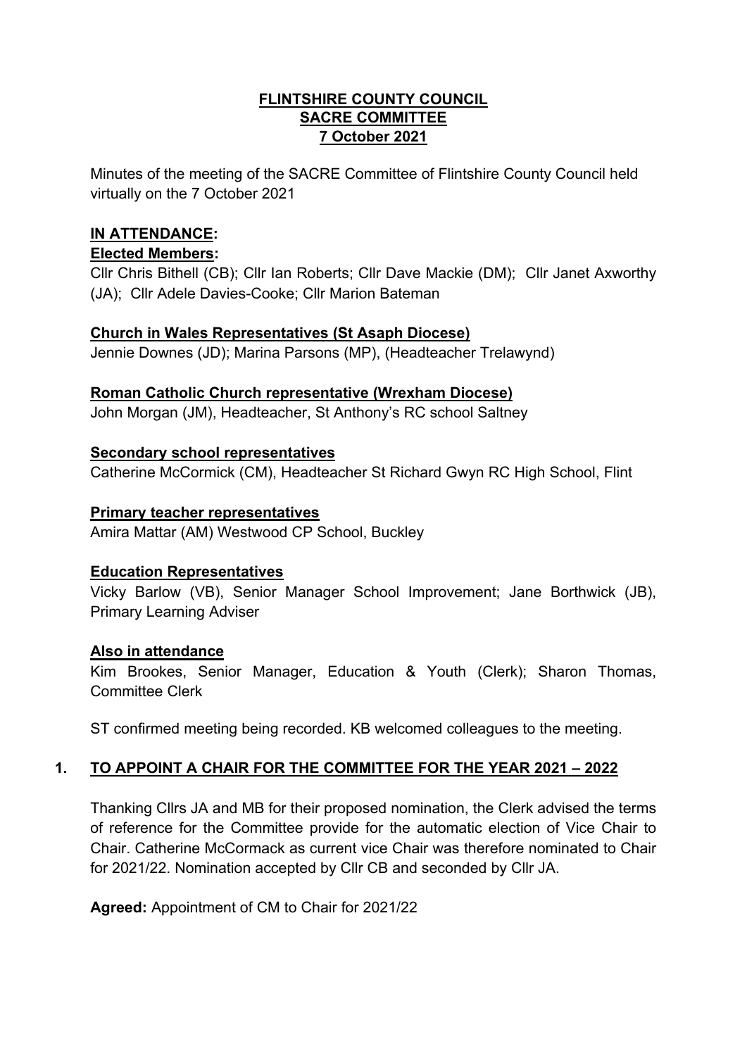# FLINTSHIRE COUNTY COUNCIL
## SACRE COMMITTEE
## 7 October 2021

Minutes of the meeting of the SACRE Committee of Flintshire County Council held virtually on the 7 October 2021

**IN ATTENDANCE:**

**Elected Members:**

Cllr Chris Bithell (CB); Cllr Ian Roberts; Cllr Dave Mackie (DM); Cllr Janet Axworthy (JA); Cllr Adele Davies-Cooke; Cllr Marion Bateman

**Church in Wales Representatives (St Asaph Diocese)**

Jennie Downes (JD); Marina Parsons (MP), (Headteacher Trelawynd)

**Roman Catholic Church representative (Wrexham Diocese)**

John Morgan (JM), Headteacher, St Anthony's RC school Saltney

**Secondary school representatives**

Catherine McCormick (CM), Headteacher St Richard Gwyn RC High School, Flint

**Primary teacher representatives**

Amira Mattar (AM) Westwood CP School, Buckley

**Education Representatives**

Vicky Barlow (VB), Senior Manager School Improvement; Jane Borthwick (JB), Primary Learning Adviser

**Also in attendance**

Kim Brookes, Senior Manager, Education & Youth (Clerk); Sharon Thomas, Committee Clerk

ST confirmed meeting being recorded. KB welcomed colleagues to the meeting.

## 1. TO APPOINT A CHAIR FOR THE COMMITTEE FOR THE YEAR 2021 – 2022

Thanking Cllrs JA and MB for their proposed nomination, the Clerk advised the terms of reference for the Committee provide for the automatic election of Vice Chair to Chair. Catherine McCormack as current vice Chair was therefore nominated to Chair for 2021/22. Nomination accepted by Cllr CB and seconded by Cllr JA.

**Agreed:** Appointment of CM to Chair for 2021/22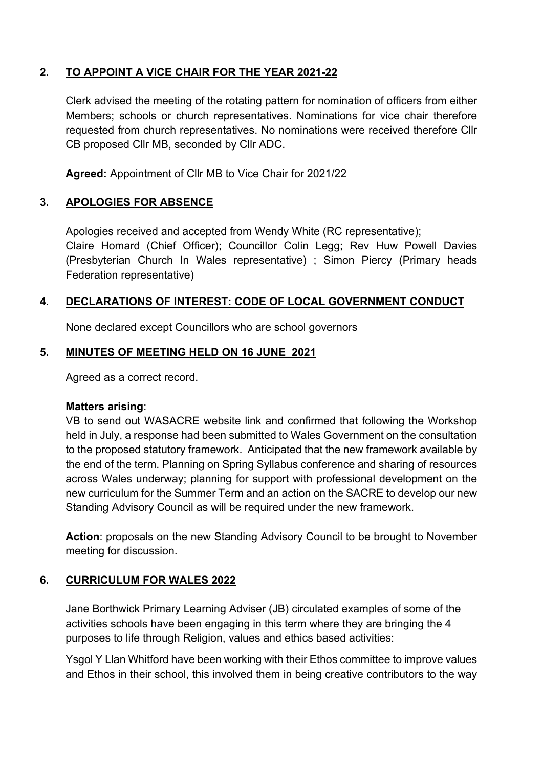## 2. TO APPOINT A VICE CHAIR FOR THE YEAR 2021-22

Clerk advised the meeting of the rotating pattern for nomination of officers from either Members; schools or church representatives. Nominations for vice chair therefore requested from church representatives. No nominations were received therefore Cllr CB proposed Cllr MB, seconded by Cllr ADC.

**Agreed:** Appointment of Cllr MB to Vice Chair for 2021/22

## 3. APOLOGIES FOR ABSENCE

Apologies received and accepted from Wendy White (RC representative); Claire Homard (Chief Officer); Councillor Colin Legg; Rev Huw Powell Davies (Presbyterian Church In Wales representative) ; Simon Piercy (Primary heads Federation representative)

## 4. DECLARATIONS OF INTEREST: CODE OF LOCAL GOVERNMENT CONDUCT

None declared except Councillors who are school governors

## 5. MINUTES OF MEETING HELD ON 16 JUNE 2021

Agreed as a correct record.

**Matters arising**:
VB to send out WASACRE website link and confirmed that following the Workshop held in July, a response had been submitted to Wales Government on the consultation to the proposed statutory framework. Anticipated that the new framework available by the end of the term. Planning on Spring Syllabus conference and sharing of resources across Wales underway; planning for support with professional development on the new curriculum for the Summer Term and an action on the SACRE to develop our new Standing Advisory Council as will be required under the new framework.

**Action**: proposals on the new Standing Advisory Council to be brought to November meeting for discussion.

## 6. CURRICULUM FOR WALES 2022

Jane Borthwick Primary Learning Adviser (JB) circulated examples of some of the activities schools have been engaging in this term where they are bringing the 4 purposes to life through Religion, values and ethics based activities:

Ysgol Y Llan Whitford have been working with their Ethos committee to improve values and Ethos in their school, this involved them in being creative contributors to the way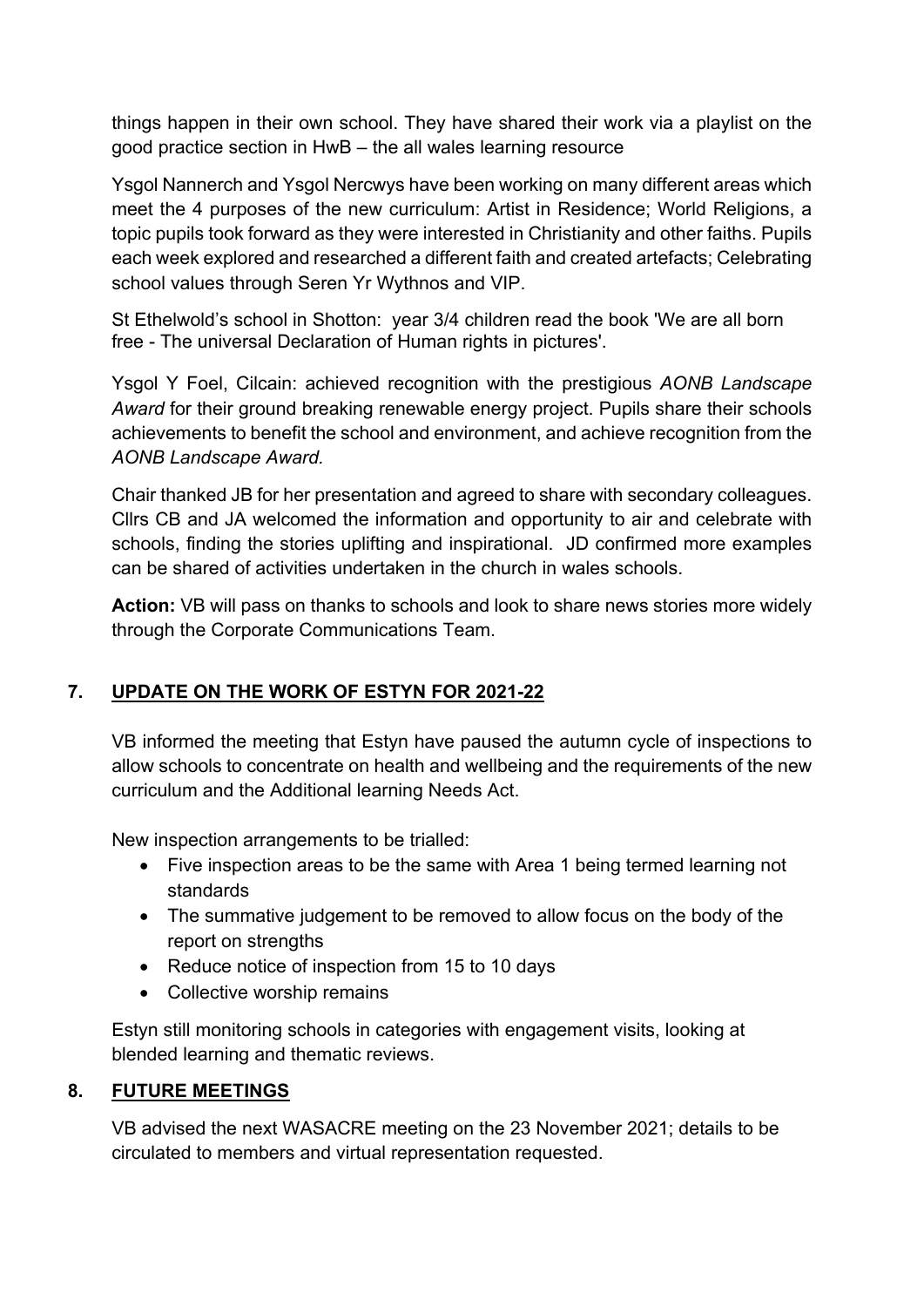things happen in their own school. They have shared their work via a playlist on the good practice section in HwB – the all wales learning resource

Ysgol Nannerch and Ysgol Nercwys have been working on many different areas which meet the 4 purposes of the new curriculum: Artist in Residence; World Religions, a topic pupils took forward as they were interested in Christianity and other faiths. Pupils each week explored and researched a different faith and created artefacts; Celebrating school values through Seren Yr Wythnos and VIP.

St Ethelwold's school in Shotton: year 3/4 children read the book 'We are all born free - The universal Declaration of Human rights in pictures'.

Ysgol Y Foel, Cilcain: achieved recognition with the prestigious *AONB Landscape Award* for their ground breaking renewable energy project. Pupils share their schools achievements to benefit the school and environment, and achieve recognition from the *AONB Landscape Award.*

Chair thanked JB for her presentation and agreed to share with secondary colleagues. Cllrs CB and JA welcomed the information and opportunity to air and celebrate with schools, finding the stories uplifting and inspirational. JD confirmed more examples can be shared of activities undertaken in the church in wales schools.

**Action:** VB will pass on thanks to schools and look to share news stories more widely through the Corporate Communications Team.

## 7. UPDATE ON THE WORK OF ESTYN FOR 2021-22

VB informed the meeting that Estyn have paused the autumn cycle of inspections to allow schools to concentrate on health and wellbeing and the requirements of the new curriculum and the Additional learning Needs Act.

New inspection arrangements to be trialled:

- Five inspection areas to be the same with Area 1 being termed learning not standards
- The summative judgement to be removed to allow focus on the body of the report on strengths
- Reduce notice of inspection from 15 to 10 days
- Collective worship remains

Estyn still monitoring schools in categories with engagement visits, looking at blended learning and thematic reviews.

## 8. FUTURE MEETINGS

VB advised the next WASACRE meeting on the 23 November 2021; details to be circulated to members and virtual representation requested.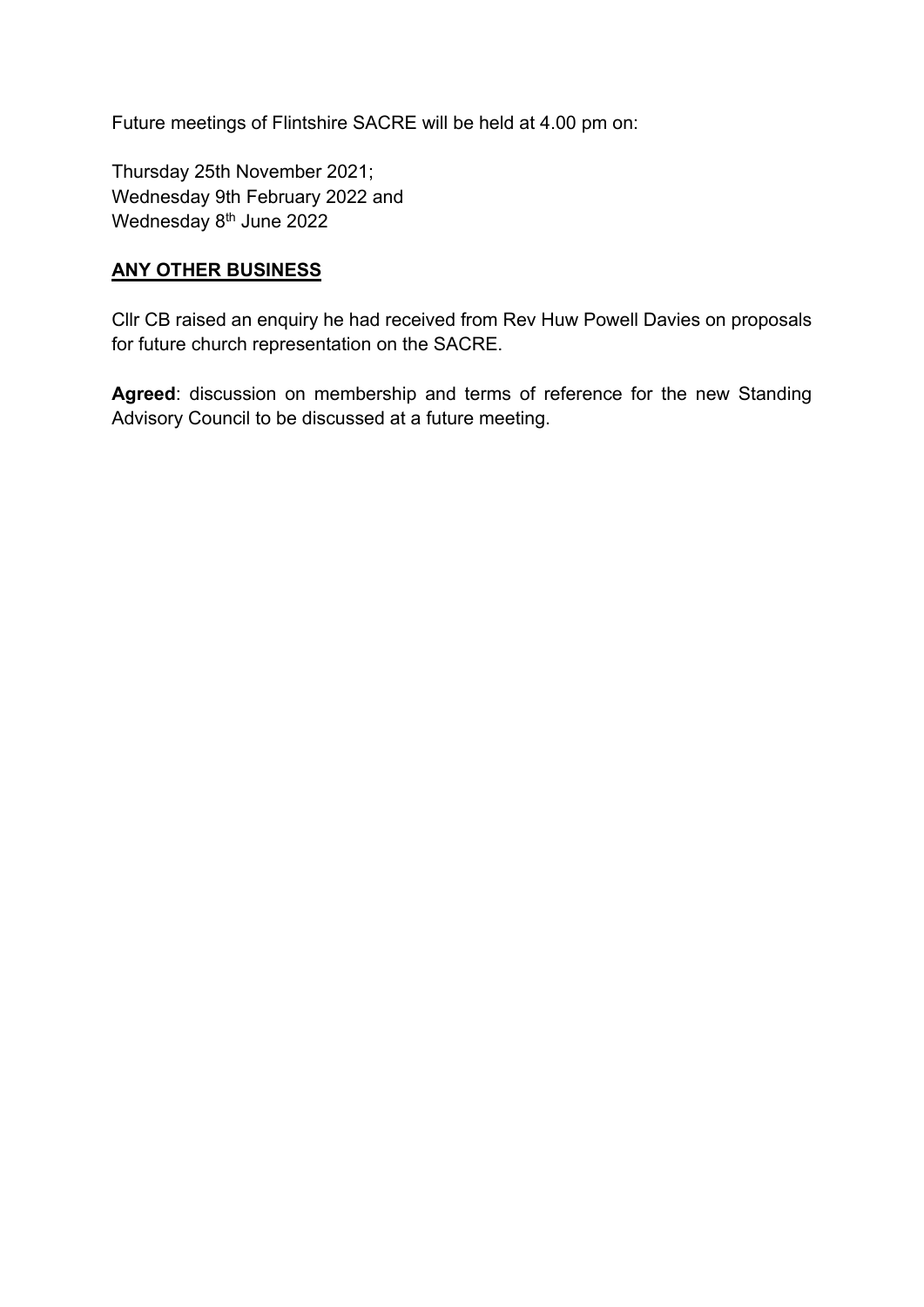Future meetings of Flintshire SACRE will be held at 4.00 pm on:

Thursday 25th November 2021;
Wednesday 9th February 2022 and
Wednesday 8th June 2022

## ANY OTHER BUSINESS

Cllr CB raised an enquiry he had received from Rev Huw Powell Davies on proposals for future church representation on the SACRE.

**Agreed**: discussion on membership and terms of reference for the new Standing Advisory Council to be discussed at a future meeting.